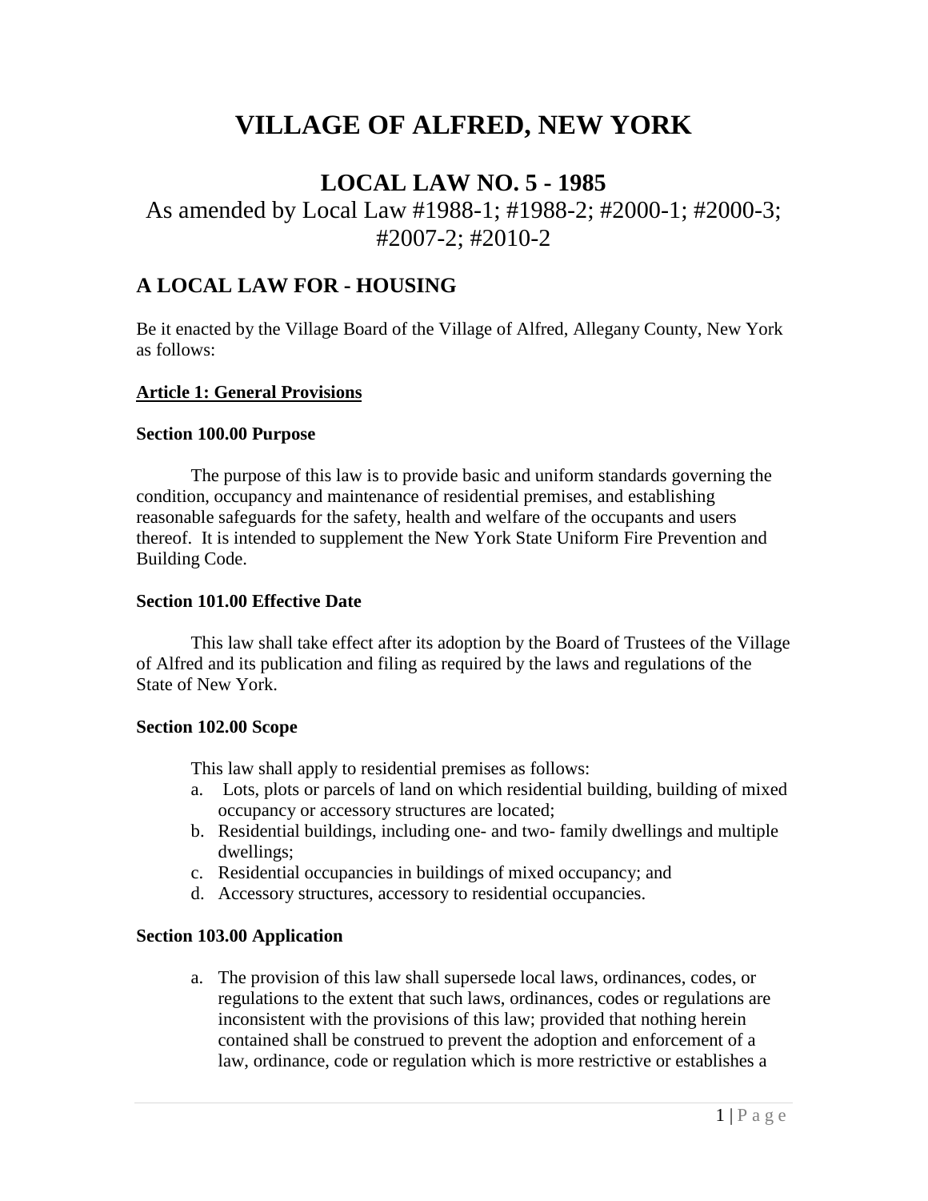# VILLAGE OF ALFRED, NEW YORK

## LOCAL LAW NO. 5 - 1985

As amended by Local Law #1988-1; #1988-2; #2000-1; #2000-3; #2007-2; #2010-2

## A LOCAL LAW FOR - HOUSING

Be it enacted by the Village Board of the Village of Alfred, Allegany County, New York as follows:

**Article 1: General Provisions**

**Section 100.00 Purpose**

The purpose of this law is to provide basic and uniform standards governing the condition, occupancy and maintenance of residential premises, and establishing reasonable safeguards for the safety, health and welfare of the occupants and users thereof. It is intended to supplement the New York State Uniform Fire Prevention and Building Code.

**Section 101.00 Effective Date**

This law shall take effect after its adoption by the Board of Trustees of the Village of Alfred and its publication and filing as required by the laws and regulations of the State of New York.

**Section 102.00 Scope**

This law shall apply to residential premises as follows:

a. Lots, plots or parcels of land on which residential building, building of mixed occupancy or accessory structures are located;
b. Residential buildings, including one- and two- family dwellings and multiple dwellings;
c. Residential occupancies in buildings of mixed occupancy; and
d. Accessory structures, accessory to residential occupancies.

**Section 103.00 Application**

a. The provision of this law shall supersede local laws, ordinances, codes, or regulations to the extent that such laws, ordinances, codes or regulations are inconsistent with the provisions of this law; provided that nothing herein contained shall be construed to prevent the adoption and enforcement of a law, ordinance, code or regulation which is more restrictive or establishes a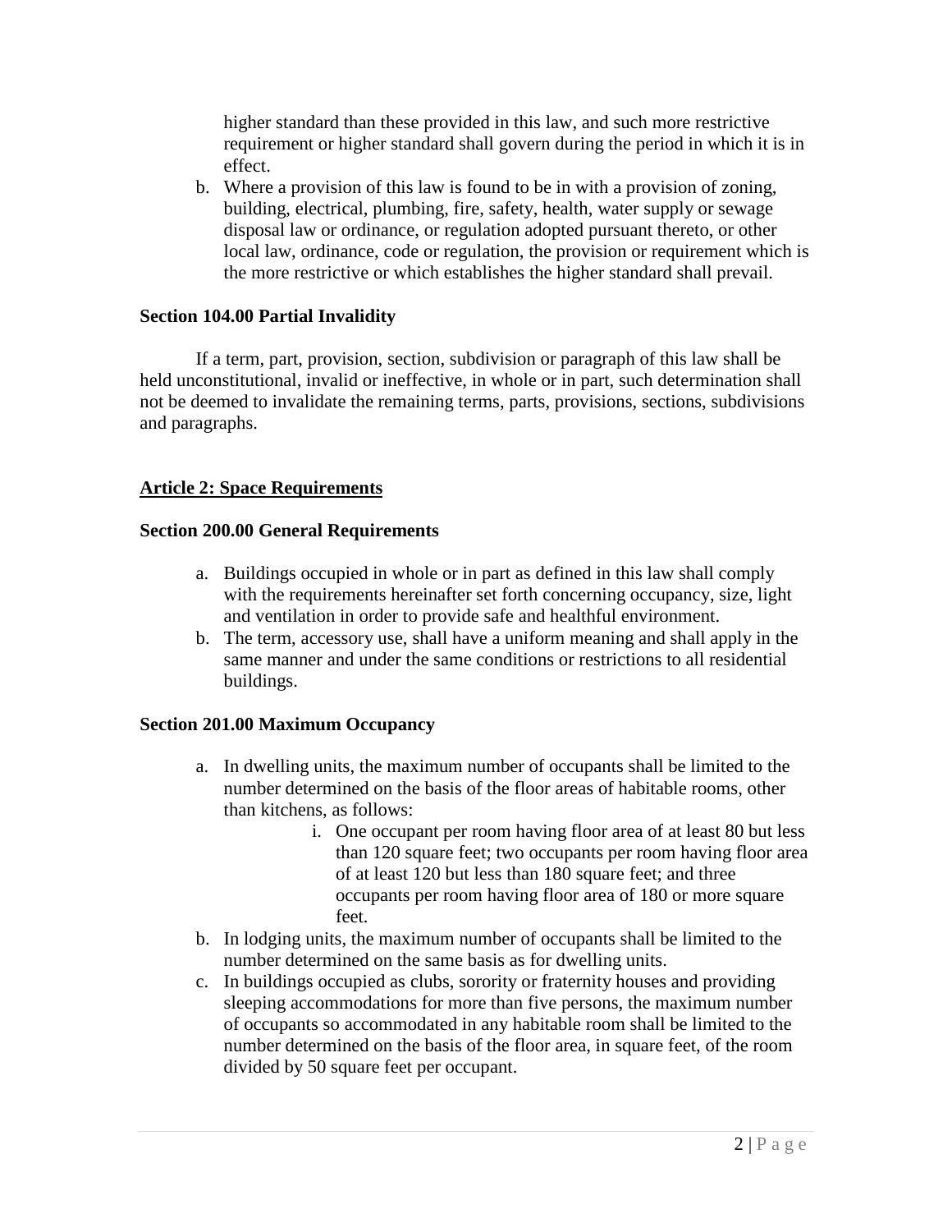higher standard than these provided in this law, and such more restrictive requirement or higher standard shall govern during the period in which it is in effect.

b. Where a provision of this law is found to be in with a provision of zoning, building, electrical, plumbing, fire, safety, health, water supply or sewage disposal law or ordinance, or regulation adopted pursuant thereto, or other local law, ordinance, code or regulation, the provision or requirement which is the more restrictive or which establishes the higher standard shall prevail.

**Section 104.00 Partial Invalidity**

If a term, part, provision, section, subdivision or paragraph of this law shall be held unconstitutional, invalid or ineffective, in whole or in part, such determination shall not be deemed to invalidate the remaining terms, parts, provisions, sections, subdivisions and paragraphs.

## Article 2: Space Requirements

**Section 200.00 General Requirements**

a. Buildings occupied in whole or in part as defined in this law shall comply with the requirements hereinafter set forth concerning occupancy, size, light and ventilation in order to provide safe and healthful environment.
b. The term, accessory use, shall have a uniform meaning and shall apply in the same manner and under the same conditions or restrictions to all residential buildings.

**Section 201.00 Maximum Occupancy**

a. In dwelling units, the maximum number of occupants shall be limited to the number determined on the basis of the floor areas of habitable rooms, other than kitchens, as follows:
    i. One occupant per room having floor area of at least 80 but less than 120 square feet; two occupants per room having floor area of at least 120 but less than 180 square feet; and three occupants per room having floor area of 180 or more square feet.
b. In lodging units, the maximum number of occupants shall be limited to the number determined on the same basis as for dwelling units.
c. In buildings occupied as clubs, sorority or fraternity houses and providing sleeping accommodations for more than five persons, the maximum number of occupants so accommodated in any habitable room shall be limited to the number determined on the basis of the floor area, in square feet, of the room divided by 50 square feet per occupant.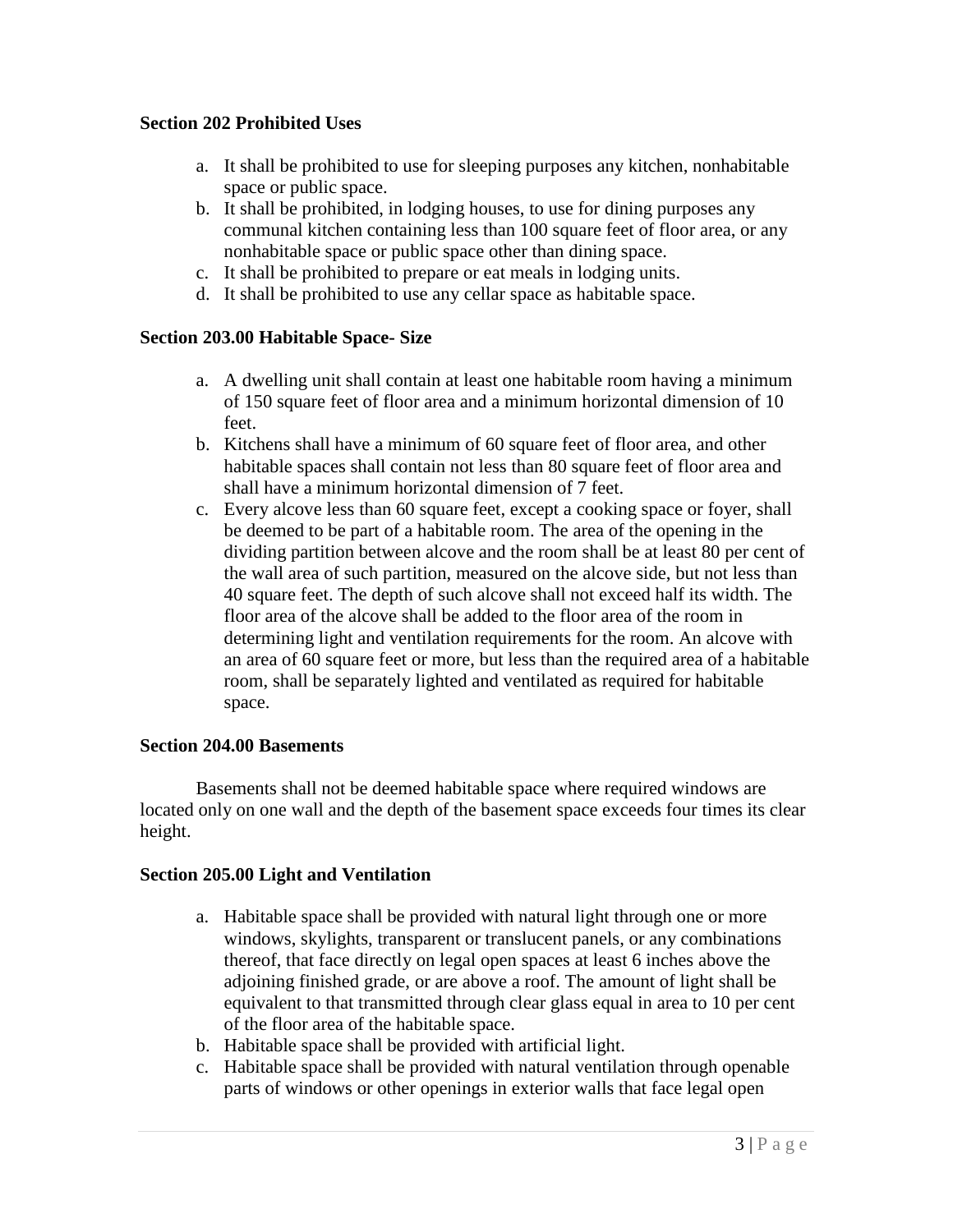**Section 202 Prohibited Uses**

a. It shall be prohibited to use for sleeping purposes any kitchen, nonhabitable space or public space.
b. It shall be prohibited, in lodging houses, to use for dining purposes any communal kitchen containing less than 100 square feet of floor area, or any nonhabitable space or public space other than dining space.
c. It shall be prohibited to prepare or eat meals in lodging units.
d. It shall be prohibited to use any cellar space as habitable space.

**Section 203.00 Habitable Space- Size**

a. A dwelling unit shall contain at least one habitable room having a minimum of 150 square feet of floor area and a minimum horizontal dimension of 10 feet.
b. Kitchens shall have a minimum of 60 square feet of floor area, and other habitable spaces shall contain not less than 80 square feet of floor area and shall have a minimum horizontal dimension of 7 feet.
c. Every alcove less than 60 square feet, except a cooking space or foyer, shall be deemed to be part of a habitable room. The area of the opening in the dividing partition between alcove and the room shall be at least 80 per cent of the wall area of such partition, measured on the alcove side, but not less than 40 square feet. The depth of such alcove shall not exceed half its width. The floor area of the alcove shall be added to the floor area of the room in determining light and ventilation requirements for the room. An alcove with an area of 60 square feet or more, but less than the required area of a habitable room, shall be separately lighted and ventilated as required for habitable space.

**Section 204.00 Basements**

Basements shall not be deemed habitable space where required windows are located only on one wall and the depth of the basement space exceeds four times its clear height.

**Section 205.00 Light and Ventilation**

a. Habitable space shall be provided with natural light through one or more windows, skylights, transparent or translucent panels, or any combinations thereof, that face directly on legal open spaces at least 6 inches above the adjoining finished grade, or are above a roof. The amount of light shall be equivalent to that transmitted through clear glass equal in area to 10 per cent of the floor area of the habitable space.
b. Habitable space shall be provided with artificial light.
c. Habitable space shall be provided with natural ventilation through openable parts of windows or other openings in exterior walls that face legal open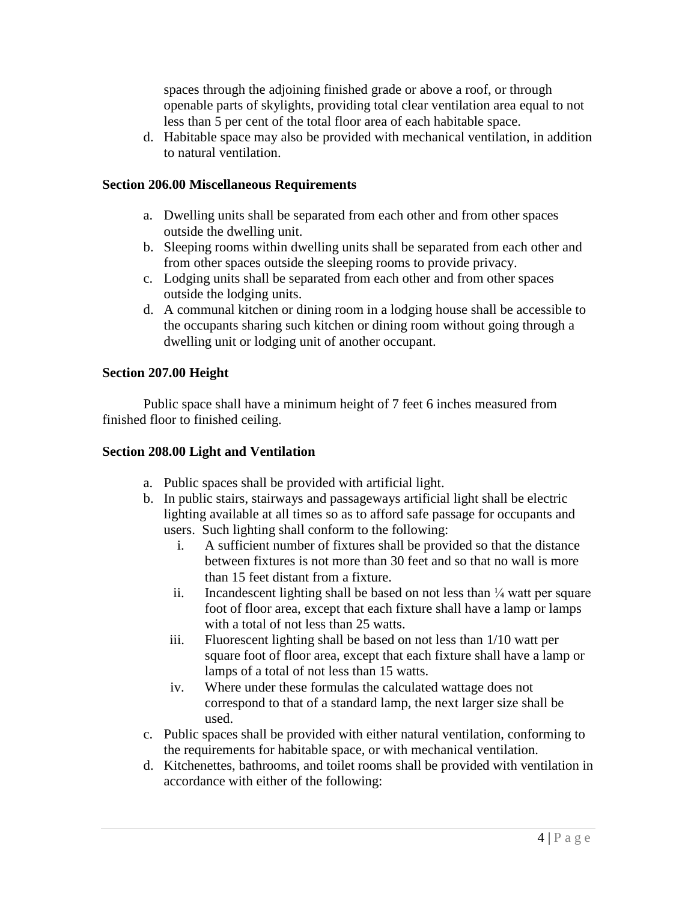spaces through the adjoining finished grade or above a roof, or through openable parts of skylights, providing total clear ventilation area equal to not less than 5 per cent of the total floor area of each habitable space.

d. Habitable space may also be provided with mechanical ventilation, in addition to natural ventilation.

**Section 206.00 Miscellaneous Requirements**

a. Dwelling units shall be separated from each other and from other spaces outside the dwelling unit.
b. Sleeping rooms within dwelling units shall be separated from each other and from other spaces outside the sleeping rooms to provide privacy.
c. Lodging units shall be separated from each other and from other spaces outside the lodging units.
d. A communal kitchen or dining room in a lodging house shall be accessible to the occupants sharing such kitchen or dining room without going through a dwelling unit or lodging unit of another occupant.

**Section 207.00 Height**

Public space shall have a minimum height of 7 feet 6 inches measured from finished floor to finished ceiling.

**Section 208.00 Light and Ventilation**

a. Public spaces shall be provided with artificial light.
b. In public stairs, stairways and passageways artificial light shall be electric lighting available at all times so as to afford safe passage for occupants and users. Such lighting shall conform to the following:
    i. A sufficient number of fixtures shall be provided so that the distance between fixtures is not more than 30 feet and so that no wall is more than 15 feet distant from a fixture.
    ii. Incandescent lighting shall be based on not less than ¼ watt per square foot of floor area, except that each fixture shall have a lamp or lamps with a total of not less than 25 watts.
    iii. Fluorescent lighting shall be based on not less than 1/10 watt per square foot of floor area, except that each fixture shall have a lamp or lamps of a total of not less than 15 watts.
    iv. Where under these formulas the calculated wattage does not correspond to that of a standard lamp, the next larger size shall be used.
c. Public spaces shall be provided with either natural ventilation, conforming to the requirements for habitable space, or with mechanical ventilation.
d. Kitchenettes, bathrooms, and toilet rooms shall be provided with ventilation in accordance with either of the following: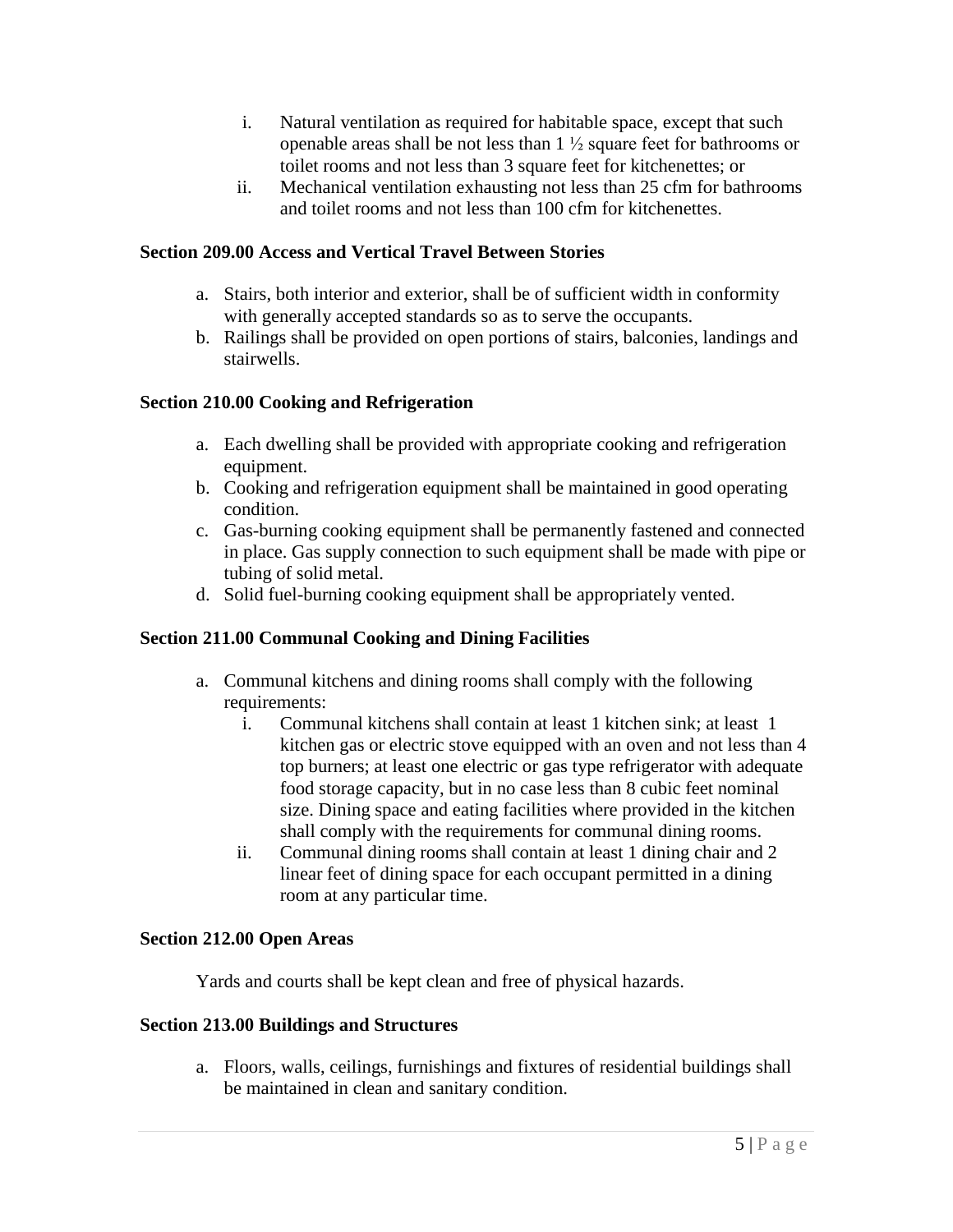i. Natural ventilation as required for habitable space, except that such openable areas shall be not less than 1 ½ square feet for bathrooms or toilet rooms and not less than 3 square feet for kitchenettes; or
   ii. Mechanical ventilation exhausting not less than 25 cfm for bathrooms and toilet rooms and not less than 100 cfm for kitchenettes.

**Section 209.00 Access and Vertical Travel Between Stories**

a. Stairs, both interior and exterior, shall be of sufficient width in conformity with generally accepted standards so as to serve the occupants.
b. Railings shall be provided on open portions of stairs, balconies, landings and stairwells.

**Section 210.00 Cooking and Refrigeration**

a. Each dwelling shall be provided with appropriate cooking and refrigeration equipment.
b. Cooking and refrigeration equipment shall be maintained in good operating condition.
c. Gas-burning cooking equipment shall be permanently fastened and connected in place. Gas supply connection to such equipment shall be made with pipe or tubing of solid metal.
d. Solid fuel-burning cooking equipment shall be appropriately vented.

**Section 211.00 Communal Cooking and Dining Facilities**

a. Communal kitchens and dining rooms shall comply with the following requirements:
   i. Communal kitchens shall contain at least 1 kitchen sink; at least 1 kitchen gas or electric stove equipped with an oven and not less than 4 top burners; at least one electric or gas type refrigerator with adequate food storage capacity, but in no case less than 8 cubic feet nominal size. Dining space and eating facilities where provided in the kitchen shall comply with the requirements for communal dining rooms.
   ii. Communal dining rooms shall contain at least 1 dining chair and 2 linear feet of dining space for each occupant permitted in a dining room at any particular time.

**Section 212.00 Open Areas**

Yards and courts shall be kept clean and free of physical hazards.

**Section 213.00 Buildings and Structures**

a. Floors, walls, ceilings, furnishings and fixtures of residential buildings shall be maintained in clean and sanitary condition.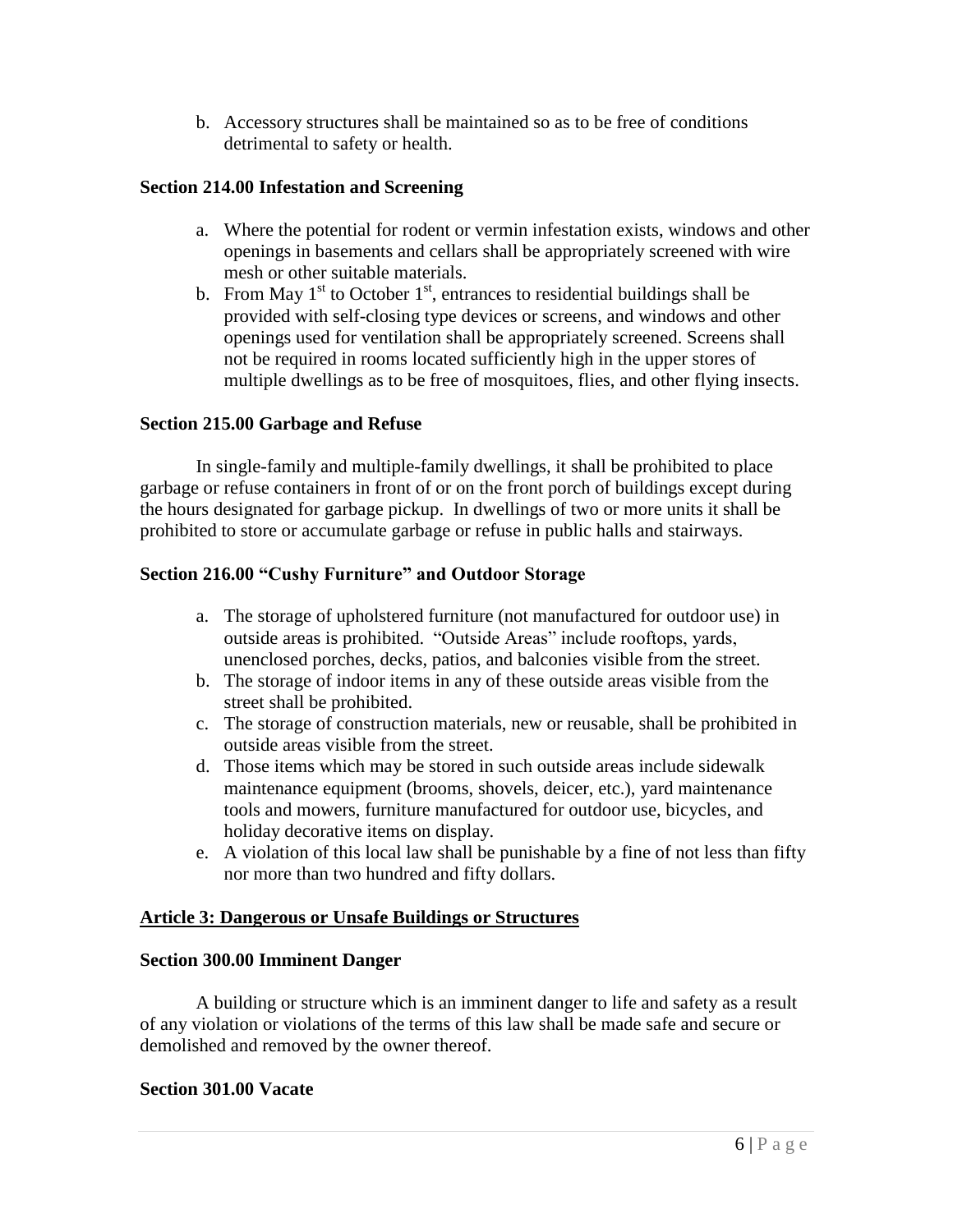b. Accessory structures shall be maintained so as to be free of conditions detrimental to safety or health.

### Section 214.00 Infestation and Screening

a. Where the potential for rodent or vermin infestation exists, windows and other openings in basements and cellars shall be appropriately screened with wire mesh or other suitable materials.
b. From May 1st to October 1st, entrances to residential buildings shall be provided with self-closing type devices or screens, and windows and other openings used for ventilation shall be appropriately screened. Screens shall not be required in rooms located sufficiently high in the upper stores of multiple dwellings as to be free of mosquitoes, flies, and other flying insects.

### Section 215.00 Garbage and Refuse

In single-family and multiple-family dwellings, it shall be prohibited to place garbage or refuse containers in front of or on the front porch of buildings except during the hours designated for garbage pickup. In dwellings of two or more units it shall be prohibited to store or accumulate garbage or refuse in public halls and stairways.

### Section 216.00 "Cushy Furniture" and Outdoor Storage

a. The storage of upholstered furniture (not manufactured for outdoor use) in outside areas is prohibited. "Outside Areas" include rooftops, yards, unenclosed porches, decks, patios, and balconies visible from the street.
b. The storage of indoor items in any of these outside areas visible from the street shall be prohibited.
c. The storage of construction materials, new or reusable, shall be prohibited in outside areas visible from the street.
d. Those items which may be stored in such outside areas include sidewalk maintenance equipment (brooms, shovels, deicer, etc.), yard maintenance tools and mowers, furniture manufactured for outdoor use, bicycles, and holiday decorative items on display.
e. A violation of this local law shall be punishable by a fine of not less than fifty nor more than two hundred and fifty dollars.

## Article 3: Dangerous or Unsafe Buildings or Structures

### Section 300.00 Imminent Danger

A building or structure which is an imminent danger to life and safety as a result of any violation or violations of the terms of this law shall be made safe and secure or demolished and removed by the owner thereof.

### Section 301.00 Vacate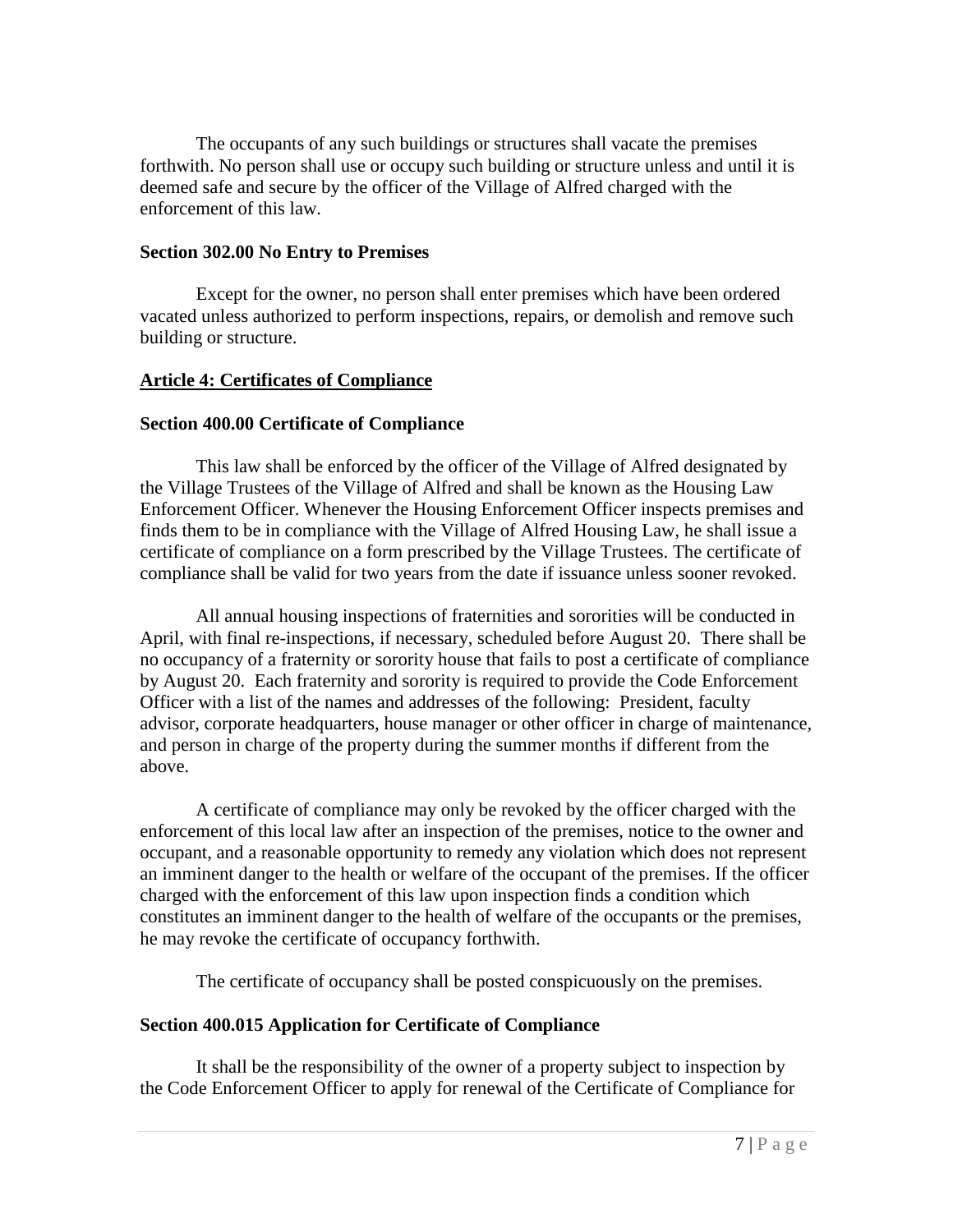The occupants of any such buildings or structures shall vacate the premises forthwith. No person shall use or occupy such building or structure unless and until it is deemed safe and secure by the officer of the Village of Alfred charged with the enforcement of this law.

### Section 302.00 No Entry to Premises

Except for the owner, no person shall enter premises which have been ordered vacated unless authorized to perform inspections, repairs, or demolish and remove such building or structure.

## Article 4: Certificates of Compliance

### Section 400.00 Certificate of Compliance

This law shall be enforced by the officer of the Village of Alfred designated by the Village Trustees of the Village of Alfred and shall be known as the Housing Law Enforcement Officer. Whenever the Housing Enforcement Officer inspects premises and finds them to be in compliance with the Village of Alfred Housing Law, he shall issue a certificate of compliance on a form prescribed by the Village Trustees. The certificate of compliance shall be valid for two years from the date if issuance unless sooner revoked.

All annual housing inspections of fraternities and sororities will be conducted in April, with final re-inspections, if necessary, scheduled before August 20. There shall be no occupancy of a fraternity or sorority house that fails to post a certificate of compliance by August 20. Each fraternity and sorority is required to provide the Code Enforcement Officer with a list of the names and addresses of the following: President, faculty advisor, corporate headquarters, house manager or other officer in charge of maintenance, and person in charge of the property during the summer months if different from the above.

A certificate of compliance may only be revoked by the officer charged with the enforcement of this local law after an inspection of the premises, notice to the owner and occupant, and a reasonable opportunity to remedy any violation which does not represent an imminent danger to the health or welfare of the occupant of the premises. If the officer charged with the enforcement of this law upon inspection finds a condition which constitutes an imminent danger to the health of welfare of the occupants or the premises, he may revoke the certificate of occupancy forthwith.

The certificate of occupancy shall be posted conspicuously on the premises.

### Section 400.015 Application for Certificate of Compliance

It shall be the responsibility of the owner of a property subject to inspection by the Code Enforcement Officer to apply for renewal of the Certificate of Compliance for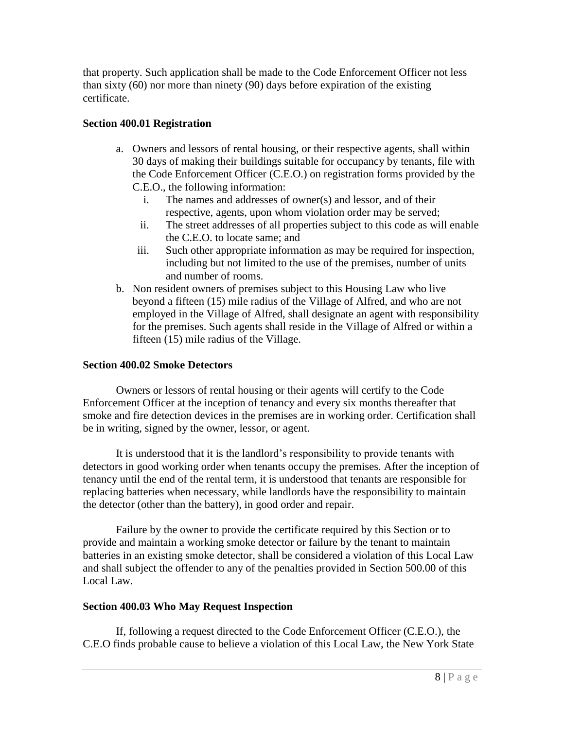that property. Such application shall be made to the Code Enforcement Officer not less than sixty (60) nor more than ninety (90) days before expiration of the existing certificate.

### Section 400.01 Registration

a. Owners and lessors of rental housing, or their respective agents, shall within 30 days of making their buildings suitable for occupancy by tenants, file with the Code Enforcement Officer (C.E.O.) on registration forms provided by the C.E.O., the following information:
    i. The names and addresses of owner(s) and lessor, and of their respective, agents, upon whom violation order may be served;
    ii. The street addresses of all properties subject to this code as will enable the C.E.O. to locate same; and
    iii. Such other appropriate information as may be required for inspection, including but not limited to the use of the premises, number of units and number of rooms.
b. Non resident owners of premises subject to this Housing Law who live beyond a fifteen (15) mile radius of the Village of Alfred, and who are not employed in the Village of Alfred, shall designate an agent with responsibility for the premises. Such agents shall reside in the Village of Alfred or within a fifteen (15) mile radius of the Village.

### Section 400.02 Smoke Detectors

Owners or lessors of rental housing or their agents will certify to the Code Enforcement Officer at the inception of tenancy and every six months thereafter that smoke and fire detection devices in the premises are in working order. Certification shall be in writing, signed by the owner, lessor, or agent.

It is understood that it is the landlord's responsibility to provide tenants with detectors in good working order when tenants occupy the premises. After the inception of tenancy until the end of the rental term, it is understood that tenants are responsible for replacing batteries when necessary, while landlords have the responsibility to maintain the detector (other than the battery), in good order and repair.

Failure by the owner to provide the certificate required by this Section or to provide and maintain a working smoke detector or failure by the tenant to maintain batteries in an existing smoke detector, shall be considered a violation of this Local Law and shall subject the offender to any of the penalties provided in Section 500.00 of this Local Law.

### Section 400.03 Who May Request Inspection

If, following a request directed to the Code Enforcement Officer (C.E.O.), the C.E.O finds probable cause to believe a violation of this Local Law, the New York State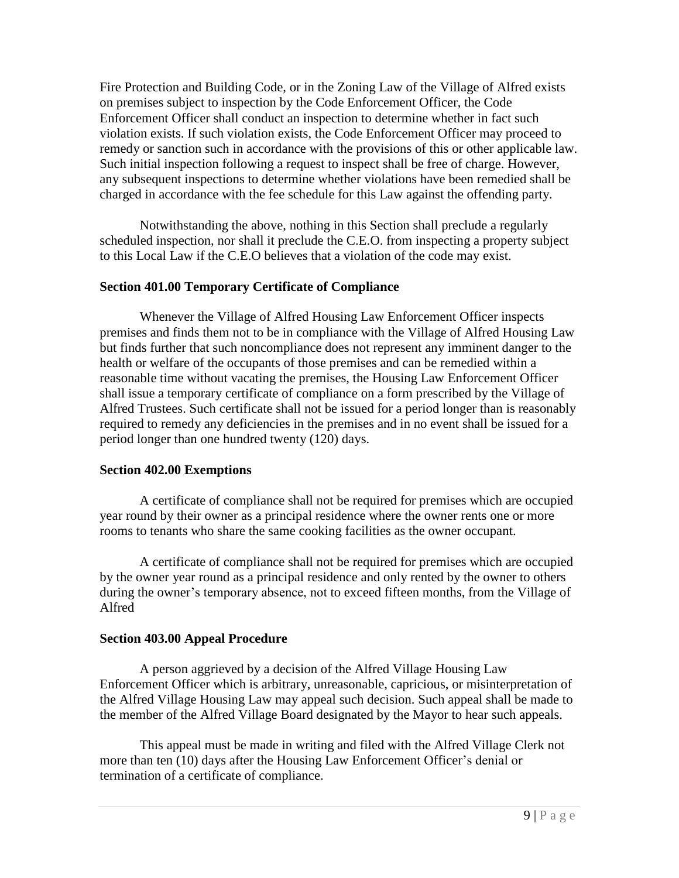Fire Protection and Building Code, or in the Zoning Law of the Village of Alfred exists on premises subject to inspection by the Code Enforcement Officer, the Code Enforcement Officer shall conduct an inspection to determine whether in fact such violation exists. If such violation exists, the Code Enforcement Officer may proceed to remedy or sanction such in accordance with the provisions of this or other applicable law. Such initial inspection following a request to inspect shall be free of charge. However, any subsequent inspections to determine whether violations have been remedied shall be charged in accordance with the fee schedule for this Law against the offending party.

Notwithstanding the above, nothing in this Section shall preclude a regularly scheduled inspection, nor shall it preclude the C.E.O. from inspecting a property subject to this Local Law if the C.E.O believes that a violation of the code may exist.

**Section 401.00 Temporary Certificate of Compliance**

Whenever the Village of Alfred Housing Law Enforcement Officer inspects premises and finds them not to be in compliance with the Village of Alfred Housing Law but finds further that such noncompliance does not represent any imminent danger to the health or welfare of the occupants of those premises and can be remedied within a reasonable time without vacating the premises, the Housing Law Enforcement Officer shall issue a temporary certificate of compliance on a form prescribed by the Village of Alfred Trustees. Such certificate shall not be issued for a period longer than is reasonably required to remedy any deficiencies in the premises and in no event shall be issued for a period longer than one hundred twenty (120) days.

**Section 402.00 Exemptions**

A certificate of compliance shall not be required for premises which are occupied year round by their owner as a principal residence where the owner rents one or more rooms to tenants who share the same cooking facilities as the owner occupant.

A certificate of compliance shall not be required for premises which are occupied by the owner year round as a principal residence and only rented by the owner to others during the owner's temporary absence, not to exceed fifteen months, from the Village of Alfred

**Section 403.00 Appeal Procedure**

A person aggrieved by a decision of the Alfred Village Housing Law Enforcement Officer which is arbitrary, unreasonable, capricious, or misinterpretation of the Alfred Village Housing Law may appeal such decision. Such appeal shall be made to the member of the Alfred Village Board designated by the Mayor to hear such appeals.

This appeal must be made in writing and filed with the Alfred Village Clerk not more than ten (10) days after the Housing Law Enforcement Officer's denial or termination of a certificate of compliance.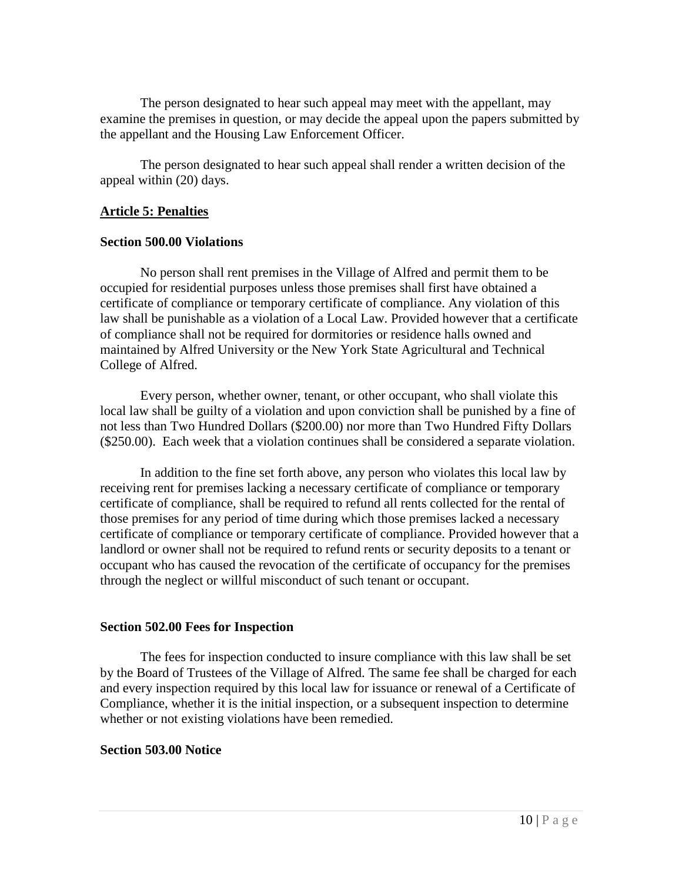The person designated to hear such appeal may meet with the appellant, may examine the premises in question, or may decide the appeal upon the papers submitted by the appellant and the Housing Law Enforcement Officer.

The person designated to hear such appeal shall render a written decision of the appeal within (20) days.

## Article 5: Penalties

### Section 500.00 Violations

No person shall rent premises in the Village of Alfred and permit them to be occupied for residential purposes unless those premises shall first have obtained a certificate of compliance or temporary certificate of compliance. Any violation of this law shall be punishable as a violation of a Local Law. Provided however that a certificate of compliance shall not be required for dormitories or residence halls owned and maintained by Alfred University or the New York State Agricultural and Technical College of Alfred.

Every person, whether owner, tenant, or other occupant, who shall violate this local law shall be guilty of a violation and upon conviction shall be punished by a fine of not less than Two Hundred Dollars ($200.00) nor more than Two Hundred Fifty Dollars ($250.00). Each week that a violation continues shall be considered a separate violation.

In addition to the fine set forth above, any person who violates this local law by receiving rent for premises lacking a necessary certificate of compliance or temporary certificate of compliance, shall be required to refund all rents collected for the rental of those premises for any period of time during which those premises lacked a necessary certificate of compliance or temporary certificate of compliance. Provided however that a landlord or owner shall not be required to refund rents or security deposits to a tenant or occupant who has caused the revocation of the certificate of occupancy for the premises through the neglect or willful misconduct of such tenant or occupant.

### Section 502.00 Fees for Inspection

The fees for inspection conducted to insure compliance with this law shall be set by the Board of Trustees of the Village of Alfred. The same fee shall be charged for each and every inspection required by this local law for issuance or renewal of a Certificate of Compliance, whether it is the initial inspection, or a subsequent inspection to determine whether or not existing violations have been remedied.

### Section 503.00 Notice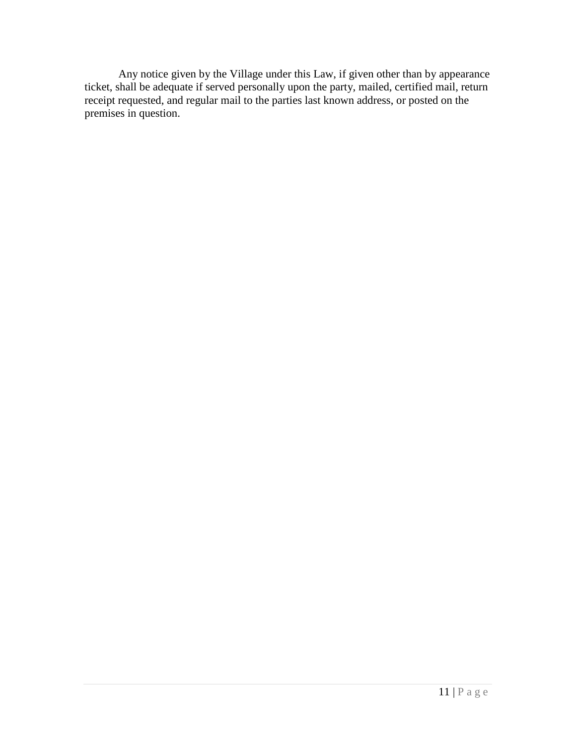Any notice given by the Village under this Law, if given other than by appearance ticket, shall be adequate if served personally upon the party, mailed, certified mail, return receipt requested, and regular mail to the parties last known address, or posted on the premises in question.